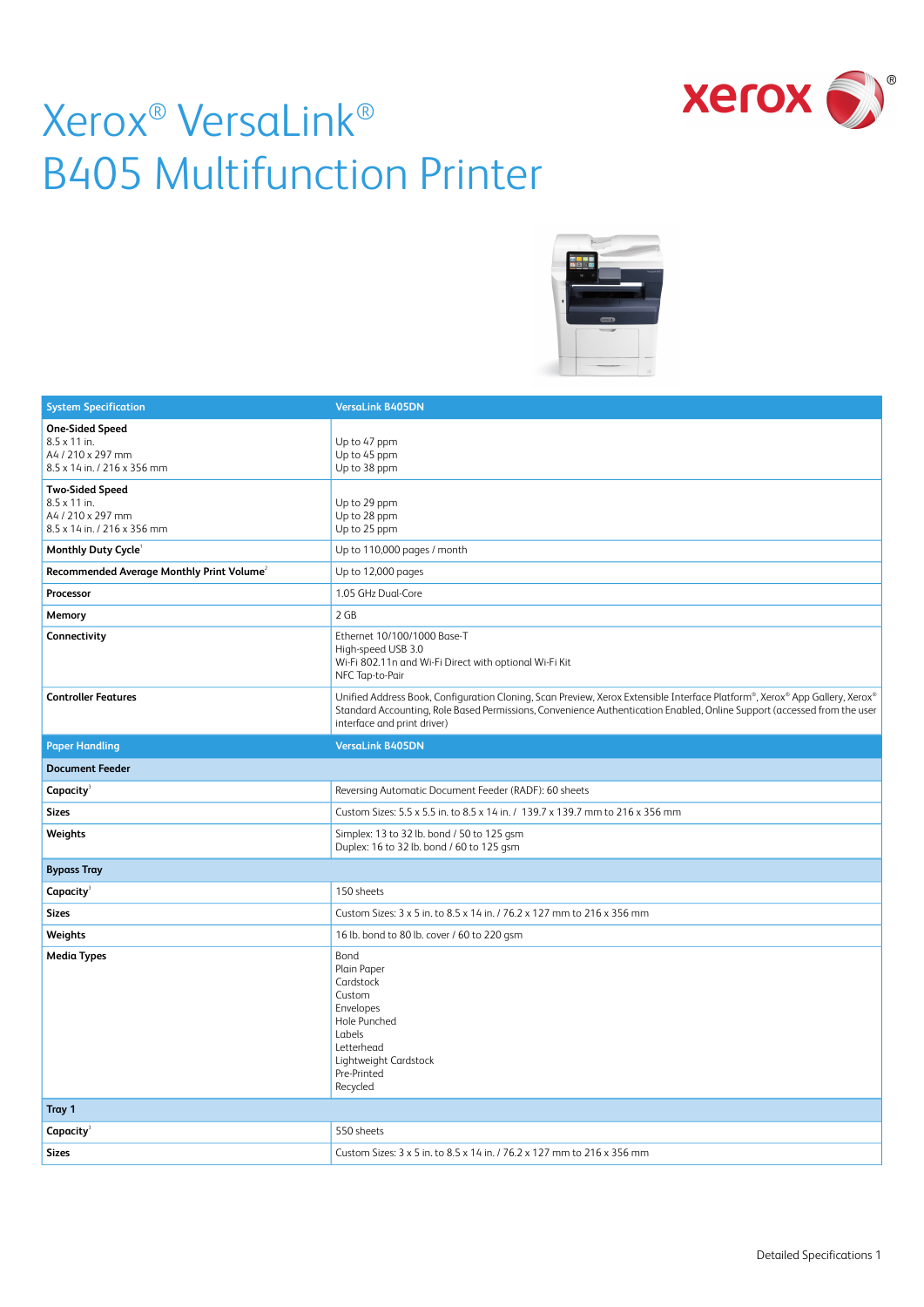# Xerox® VersaLink® B405 Multifunction Printer

| System Specification | VersaLink B405DN |
|---|---|
| **One-Sided Speed**<br>8.5 x 11 in.<br>A4 / 210 x 297 mm<br>8.5 x 14 in. / 216 x 356 mm | <br>Up to 47 ppm<br>Up to 45 ppm<br>Up to 38 ppm |
| **Two-Sided Speed**<br>8.5 x 11 in.<br>A4 / 210 x 297 mm<br>8.5 x 14 in. / 216 x 356 mm | <br>Up to 29 ppm<br>Up to 28 ppm<br>Up to 25 ppm |
| **Monthly Duty Cycle**[1] | Up to 110,000 pages / month |
| **Recommended Average Monthly Print Volume**[2] | Up to 12,000 pages |
| **Processor** | 1.05 GHz Dual-Core |
| **Memory** | 2 GB |
| **Connectivity** | Ethernet 10/100/1000 Base-T<br>High-speed USB 3.0<br>Wi-Fi 802.11n and Wi-Fi Direct with optional Wi-Fi Kit<br>NFC Tap-to-Pair |
| **Controller Features** | Unified Address Book, Configuration Cloning, Scan Preview, Xerox Extensible Interface Platform®, Xerox® App Gallery, Xerox® Standard Accounting, Role Based Permissions, Convenience Authentication Enabled, Online Support (accessed from the user interface and print driver) |
| **Paper Handling** | **VersaLink B405DN** |
| **Document Feeder** | |
| **Capacity**[3] | Reversing Automatic Document Feeder (RADF): 60 sheets |
| **Sizes** | Custom Sizes: 5.5 x 5.5 in. to 8.5 x 14 in. / 139.7 x 139.7 mm to 216 x 356 mm |
| **Weights** | Simplex: 13 to 32 lb. bond / 50 to 125 gsm<br>Duplex: 16 to 32 lb. bond / 60 to 125 gsm |
| **Bypass Tray** | |
| **Capacity**[3] | 150 sheets |
| **Sizes** | Custom Sizes: 3 x 5 in. to 8.5 x 14 in. / 76.2 x 127 mm to 216 x 356 mm |
| **Weights** | 16 lb. bond to 80 lb. cover / 60 to 220 gsm |
| **Media Types** | Bond<br>Plain Paper<br>Cardstock<br>Custom<br>Envelopes<br>Hole Punched<br>Labels<br>Letterhead<br>Lightweight Cardstock<br>Pre-Printed<br>Recycled |
| **Tray 1** | |
| **Capacity**[3] | 550 sheets |
| **Sizes** | Custom Sizes: 3 x 5 in. to 8.5 x 14 in. / 76.2 x 127 mm to 216 x 356 mm |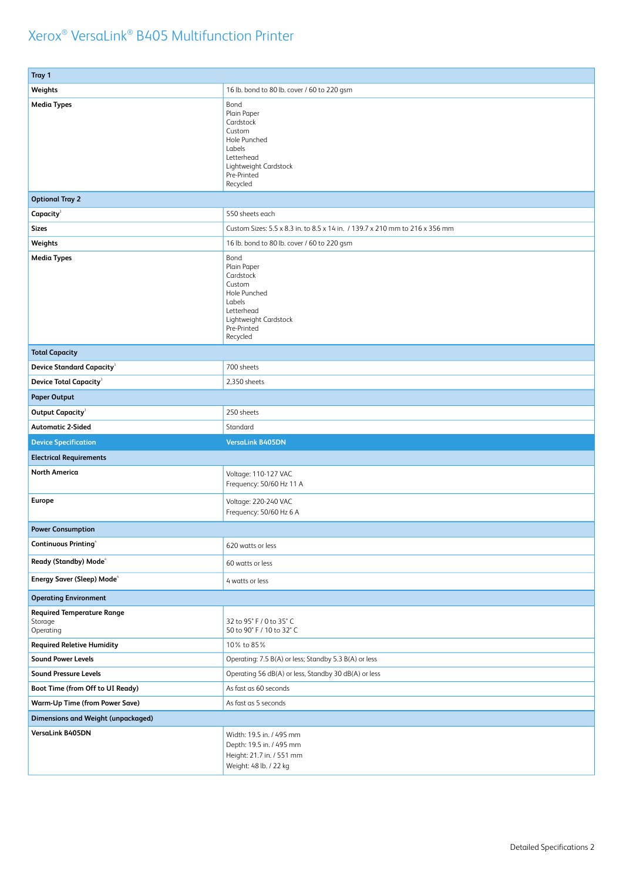# Xerox® VersaLink® B405 Multifunction Printer

| Tray 1 | |
|---|---|
| **Weights** | 16 lb. bond to 80 lb. cover / 60 to 220 gsm |
| **Media Types** | Bond<br>Plain Paper<br>Cardstock<br>Custom<br>Hole Punched<br>Labels<br>Letterhead<br>Lightweight Cardstock<br>Pre-Printed<br>Recycled |
| **Optional Tray 2** | |
| **Capacity**[3] | 550 sheets each |
| **Sizes** | Custom Sizes: 5.5 x 8.3 in. to 8.5 x 14 in. / 139.7 x 210 mm to 216 x 356 mm |
| **Weights** | 16 lb. bond to 80 lb. cover / 60 to 220 gsm |
| **Media Types** | Bond<br>Plain Paper<br>Cardstock<br>Custom<br>Hole Punched<br>Labels<br>Letterhead<br>Lightweight Cardstock<br>Pre-Printed<br>Recycled |
| **Total Capacity** | |
| **Device Standard Capacity**[3] | 700 sheets |
| **Device Total Capacity**[3] | 2,350 sheets |
| **Paper Output** | |
| **Output Capacity**[3] | 250 sheets |
| **Automatic 2-Sided** | Standard |

| Device Specification | VersaLink B405DN |
|---|---|
| **Electrical Requirements** | |
| **North America** | Voltage: 110-127 VAC<br>Frequency: 50/60 Hz 11 A |
| **Europe** | Voltage: 220-240 VAC<br>Frequency: 50/60 Hz 6 A |
| **Power Consumption** | |
| **Continuous Printing**[4] | 620 watts or less |
| **Ready (Standby) Mode**[4] | 60 watts or less |
| **Energy Saver (Sleep) Mode**[4] | 4 watts or less |
| **Operating Environment** | |
| **Required Temperature Range**<br>Storage<br>Operating | <br>32 to 95° F / 0 to 35° C<br>50 to 90° F / 10 to 32° C |
| **Required Relative Humidity** | 10% to 85% |
| **Sound Power Levels** | Operating: 7.5 B(A) or less; Standby 5.3 B(A) or less |
| **Sound Pressure Levels** | Operating 56 dB(A) or less, Standby 30 dB(A) or less |
| **Boot Time (from Off to UI Ready)** | As fast as 60 seconds |
| **Warm-Up Time (from Power Save)** | As fast as 5 seconds |
| **Dimensions and Weight (unpackaged)** | |
| **VersaLink B405DN** | Width: 19.5 in. / 495 mm<br>Depth: 19.5 in. / 495 mm<br>Height: 21.7 in. / 551 mm<br>Weight: 48 lb. / 22 kg |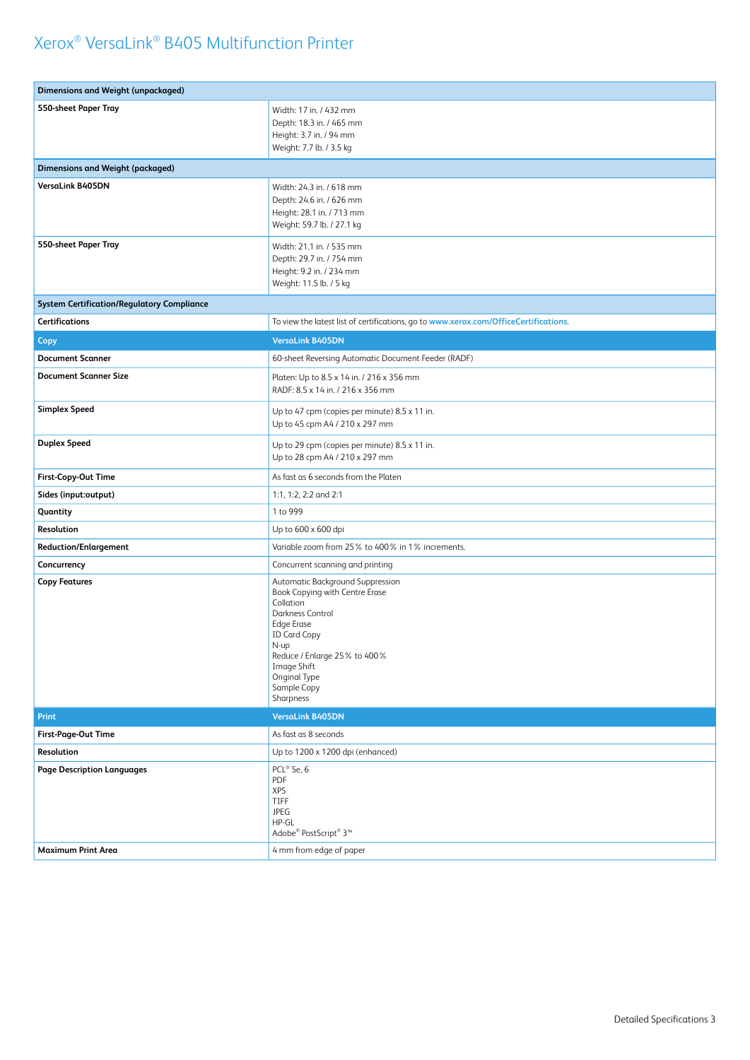# Xerox® VersaLink® B405 Multifunction Printer

| Dimensions and Weight (unpackaged) | |
|---|---|
| **550-sheet Paper Tray** | Width: 17 in. / 432 mm<br>Depth: 18.3 in. / 465 mm<br>Height: 3.7 in. / 94 mm<br>Weight: 7.7 lb. / 3.5 kg |
| **Dimensions and Weight (packaged)** | |
| **VersaLink B405DN** | Width: 24.3 in. / 618 mm<br>Depth: 24.6 in. / 626 mm<br>Height: 28.1 in. / 713 mm<br>Weight: 59.7 lb. / 27.1 kg |
| **550-sheet Paper Tray** | Width: 21.1 in. / 535 mm<br>Depth: 29.7 in. / 754 mm<br>Height: 9.2 in. / 234 mm<br>Weight: 11.5 lb. / 5 kg |
| **System Certification/Regulatory Compliance** | |
| **Certifications** | To view the latest list of certifications, go to www.xerox.com/OfficeCertifications. |
| **Copy** | **VersaLink B405DN** |
| **Document Scanner** | 60-sheet Reversing Automatic Document Feeder (RADF) |
| **Document Scanner Size** | Platen: Up to 8.5 x 14 in. / 216 x 356 mm<br>RADF: 8.5 x 14 in. / 216 x 356 mm |
| **Simplex Speed** | Up to 47 cpm (copies per minute) 8.5 x 11 in.<br>Up to 45 cpm A4 / 210 x 297 mm |
| **Duplex Speed** | Up to 29 cpm (copies per minute) 8.5 x 11 in.<br>Up to 28 cpm A4 / 210 x 297 mm |
| **First-Copy-Out Time** | As fast as 6 seconds from the Platen |
| **Sides (input:output)** | 1:1, 1:2, 2:2 and 2:1 |
| **Quantity** | 1 to 999 |
| **Resolution** | Up to 600 x 600 dpi |
| **Reduction/Enlargement** | Variable zoom from 25% to 400% in 1% increments. |
| **Concurrency** | Concurrent scanning and printing |
| **Copy Features** | Automatic Background Suppression<br>Book Copying with Centre Erase<br>Collation<br>Darkness Control<br>Edge Erase<br>ID Card Copy<br>N-up<br>Reduce / Enlarge 25% to 400%<br>Image Shift<br>Original Type<br>Sample Copy<br>Sharpness |
| **Print** | **VersaLink B405DN** |
| **First-Page-Out Time** | As fast as 8 seconds |
| **Resolution** | Up to 1200 x 1200 dpi (enhanced) |
| **Page Description Languages** | PCL® 5e, 6<br>PDF<br>XPS<br>TIFF<br>JPEG<br>HP-GL<br>Adobe® PostScript® 3™ |
| **Maximum Print Area** | 4 mm from edge of paper |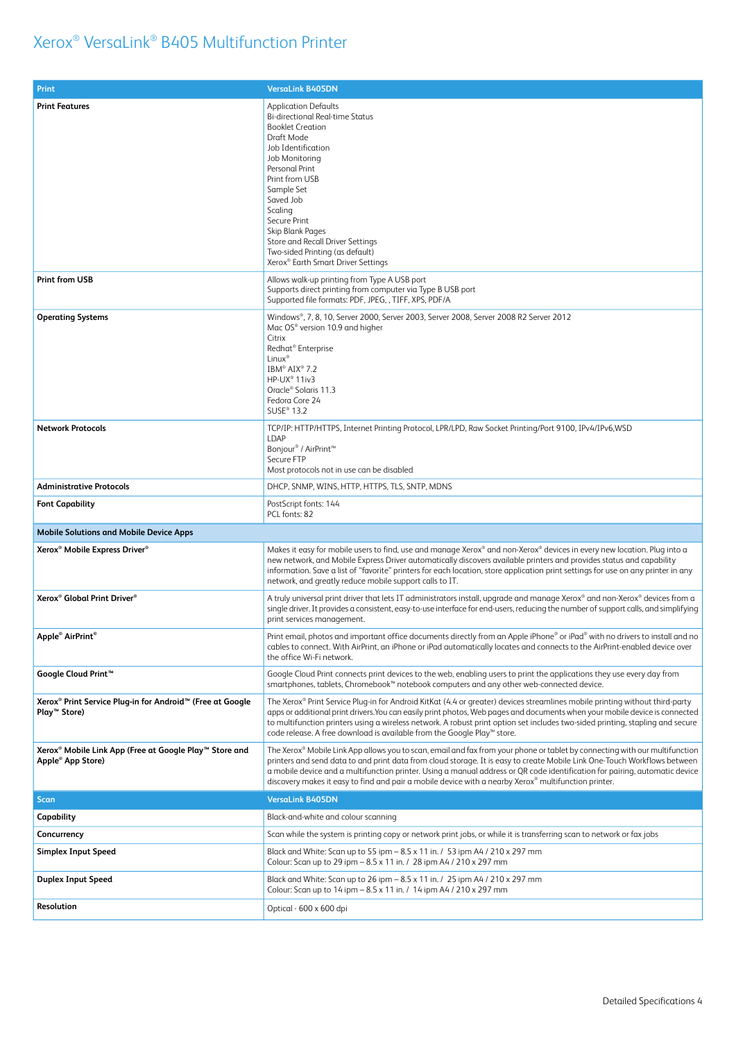# Xerox® VersaLink® B405 Multifunction Printer

| Print | VersaLink B405DN |
|---|---|
| **Print Features** | Application Defaults<br>Bi-directional Real-time Status<br>Booklet Creation<br>Draft Mode<br>Job Identification<br>Job Monitoring<br>Personal Print<br>Print from USB<br>Sample Set<br>Saved Job<br>Scaling<br>Secure Print<br>Skip Blank Pages<br>Store and Recall Driver Settings<br>Two-sided Printing (as default)<br>Xerox® Earth Smart Driver Settings |
| **Print from USB** | Allows walk-up printing from Type A USB port<br>Supports direct printing from computer via Type B USB port<br>Supported file formats: PDF, JPEG, , TIFF, XPS, PDF/A |
| **Operating Systems** | Windows®, 7, 8, 10, Server 2000, Server 2003, Server 2008, Server 2008 R2 Server 2012<br>Mac OS® version 10.9 and higher<br>Citrix<br>Redhat® Enterprise<br>Linux®<br>IBM® AIX® 7.2<br>HP-UX® 11iv3<br>Oracle® Solaris 11.3<br>Fedora Core 24<br>SUSE® 13.2 |
| **Network Protocols** | TCP/IP: HTTP/HTTPS, Internet Printing Protocol, LPR/LPD, Raw Socket Printing/Port 9100, IPv4/IPv6,WSD<br>LDAP<br>Bonjour® / AirPrint™<br>Secure FTP<br>Most protocols not in use can be disabled |
| **Administrative Protocols** | DHCP, SNMP, WINS, HTTP, HTTPS, TLS, SNTP, MDNS |
| **Font Capability** | PostScript fonts: 144<br>PCL fonts: 82 |
| **Mobile Solutions and Mobile Device Apps** | |
| **Xerox® Mobile Express Driver®** | Makes it easy for mobile users to find, use and manage Xerox® and non-Xerox® devices in every new location. Plug into a new network, and Mobile Express Driver automatically discovers available printers and provides status and capability information. Save a list of "favorite" printers for each location, store application print settings for use on any printer in any network, and greatly reduce mobile support calls to IT. |
| **Xerox® Global Print Driver®** | A truly universal print driver that lets IT administrators install, upgrade and manage Xerox® and non-Xerox® devices from a single driver. It provides a consistent, easy-to-use interface for end-users, reducing the number of support calls, and simplifying print services management. |
| **Apple® AirPrint®** | Print email, photos and important office documents directly from an Apple iPhone® or iPad® with no drivers to install and no cables to connect. With AirPrint, an iPhone or iPad automatically locates and connects to the AirPrint-enabled device over the office Wi-Fi network. |
| **Google Cloud Print™** | Google Cloud Print connects print devices to the web, enabling users to print the applications they use every day from smartphones, tablets, Chromebook™ notebook computers and any other web-connected device. |
| **Xerox® Print Service Plug-in for Android™ (Free at Google Play™ Store)** | The Xerox® Print Service Plug-in for Android KitKat (4.4 or greater) devices streamlines mobile printing without third-party apps or additional print drivers.You can easily print photos, Web pages and documents when your mobile device is connected to multifunction printers using a wireless network. A robust print option set includes two-sided printing, stapling and secure code release. A free download is available from the Google Play™ store. |
| **Xerox® Mobile Link App (Free at Google Play™ Store and Apple® App Store)** | The Xerox® Mobile Link App allows you to scan, email and fax from your phone or tablet by connecting with our multifunction printers and send data to and print data from cloud storage. It is easy to create Mobile Link One-Touch Workflows between a mobile device and a multifunction printer. Using a manual address or QR code identification for pairing, automatic device discovery makes it easy to find and pair a mobile device with a nearby Xerox® multifunction printer. |
| **Scan** | **VersaLink B405DN** |
| **Capability** | Black-and-white and colour scanning |
| **Concurrency** | Scan while the system is printing copy or network print jobs, or while it is transferring scan to network or fax jobs |
| **Simplex Input Speed** | Black and White: Scan up to 55 ipm – 8.5 x 11 in. / 53 ipm A4 / 210 x 297 mm<br>Colour: Scan up to 29 ipm – 8.5 x 11 in. / 28 ipm A4 / 210 x 297 mm |
| **Duplex Input Speed** | Black and White: Scan up to 26 ipm – 8.5 x 11 in. / 25 ipm A4 / 210 x 297 mm<br>Colour: Scan up to 14 ipm – 8.5 x 11 in. / 14 ipm A4 / 210 x 297 mm |
| **Resolution** | Optical - 600 x 600 dpi |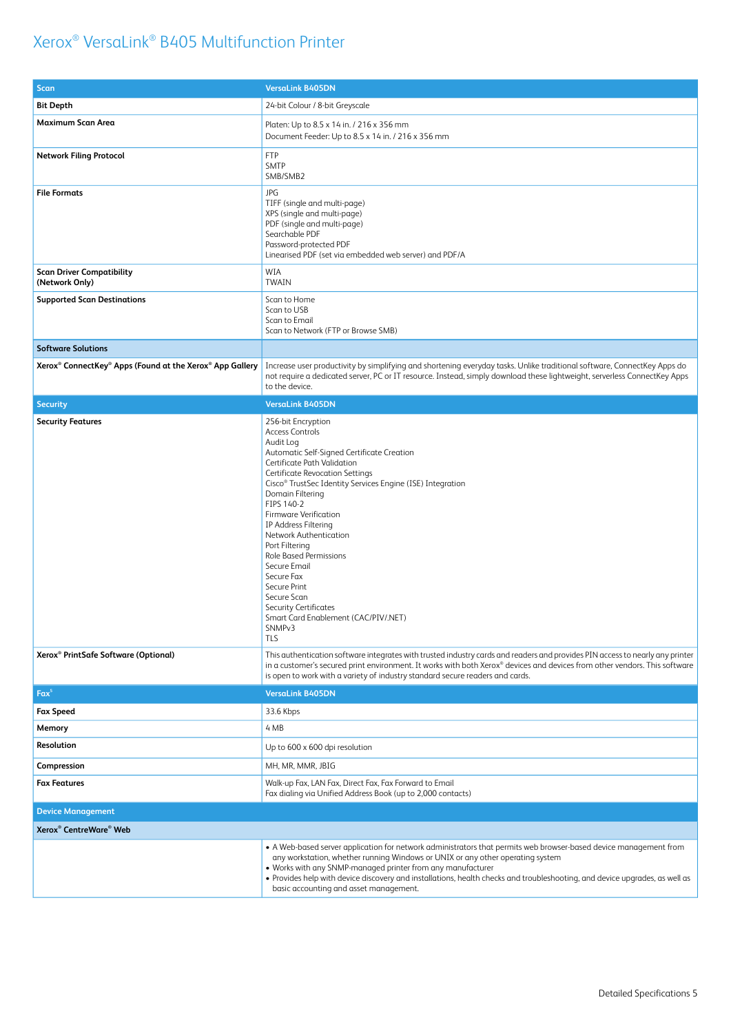# Xerox® VersaLink® B405 Multifunction Printer

| Scan | VersaLink B405DN |
|---|---|
| **Bit Depth** | 24-bit Colour / 8-bit Greyscale |
| **Maximum Scan Area** | Platen: Up to 8.5 x 14 in. / 216 x 356 mm<br>Document Feeder: Up to 8.5 x 14 in. / 216 x 356 mm |
| **Network Filing Protocol** | FTP<br>SMTP<br>SMB/SMB2 |
| **File Formats** | JPG<br>TIFF (single and multi-page)<br>XPS (single and multi-page)<br>PDF (single and multi-page)<br>Searchable PDF<br>Password-protected PDF<br>Linearised PDF (set via embedded web server) and PDF/A |
| **Scan Driver Compatibility (Network Only)** | WIA<br>TWAIN |
| **Supported Scan Destinations** | Scan to Home<br>Scan to USB<br>Scan to Email<br>Scan to Network (FTP or Browse SMB) |
| **Software Solutions** | |
| **Xerox® ConnectKey® Apps (Found at the Xerox® App Gallery** | Increase user productivity by simplifying and shortening everyday tasks. Unlike traditional software, ConnectKey Apps do not require a dedicated server, PC or IT resource. Instead, simply download these lightweight, serverless ConnectKey Apps to the device. |

| Security | VersaLink B405DN |
|---|---|
| **Security Features** | 256-bit Encryption<br>Access Controls<br>Audit Log<br>Automatic Self-Signed Certificate Creation<br>Certificate Path Validation<br>Certificate Revocation Settings<br>Cisco® TrustSec Identity Services Engine (ISE) Integration<br>Domain Filtering<br>FIPS 140-2<br>Firmware Verification<br>IP Address Filtering<br>Network Authentication<br>Port Filtering<br>Role Based Permissions<br>Secure Email<br>Secure Fax<br>Secure Print<br>Secure Scan<br>Security Certificates<br>Smart Card Enablement (CAC/PIV/.NET)<br>SNMPv3<br>TLS |
| **Xerox® PrintSafe Software (Optional)** | This authentication software integrates with trusted industry cards and readers and provides PIN access to nearly any printer in a customer's secured print environment. It works with both Xerox® devices and devices from other vendors. This software is open to work with a variety of industry standard secure readers and cards. |

| Fax[5] | VersaLink B405DN |
|---|---|
| **Fax Speed** | 33.6 Kbps |
| **Memory** | 4 MB |
| **Resolution** | Up to 600 x 600 dpi resolution |
| **Compression** | MH, MR, MMR, JBIG |
| **Fax Features** | Walk-up Fax, LAN Fax, Direct Fax, Fax Forward to Email<br>Fax dialing via Unified Address Book (up to 2,000 contacts) |

| Device Management | |
|---|---|
| **Xerox® CentreWare® Web** | |
| | • A Web-based server application for network administrators that permits web browser-based device management from any workstation, whether running Windows or UNIX or any other operating system<br>• Works with any SNMP-managed printer from any manufacturer<br>• Provides help with device discovery and installations, health checks and troubleshooting, and device upgrades, as well as basic accounting and asset management. |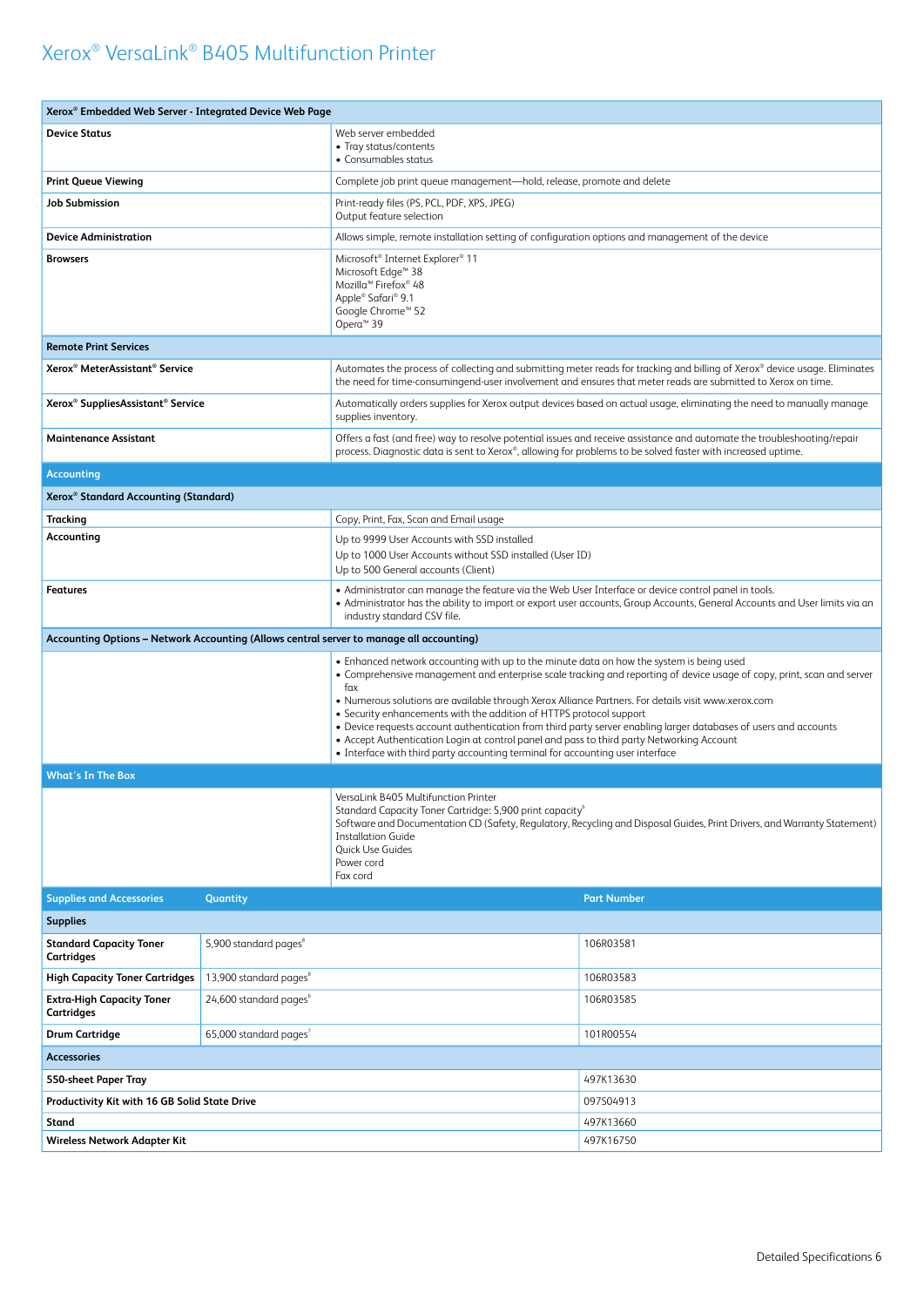# Xerox® VersaLink® B405 Multifunction Printer

| Xerox® Embedded Web Server - Integrated Device Web Page | |
|---|---|
| **Device Status** | Web server embedded<br>• Tray status/contents<br>• Consumables status |
| **Print Queue Viewing** | Complete job print queue management—hold, release, promote and delete |
| **Job Submission** | Print-ready files (PS, PCL, PDF, XPS, JPEG)<br>Output feature selection |
| **Device Administration** | Allows simple, remote installation setting of configuration options and management of the device |
| **Browsers** | Microsoft® Internet Explorer® 11<br>Microsoft Edge™ 38<br>Mozilla™ Firefox® 48<br>Apple® Safari® 9.1<br>Google Chrome™ 52<br>Opera™ 39 |
| **Remote Print Services** | |
| **Xerox® MeterAssistant® Service** | Automates the process of collecting and submitting meter reads for tracking and billing of Xerox® device usage. Eliminates the need for time-consumingend-user involvement and ensures that meter reads are submitted to Xerox on time. |
| **Xerox® SuppliesAssistant® Service** | Automatically orders supplies for Xerox output devices based on actual usage, eliminating the need to manually manage supplies inventory. |
| **Maintenance Assistant** | Offers a fast (and free) way to resolve potential issues and receive assistance and automate the troubleshooting/repair process. Diagnostic data is sent to Xerox®, allowing for problems to be solved faster with increased uptime. |

| Accounting | |
|---|---|
| **Xerox® Standard Accounting (Standard)** | |
| **Tracking** | Copy, Print, Fax, Scan and Email usage |
| **Accounting** | Up to 9999 User Accounts with SSD installed<br>Up to 1000 User Accounts without SSD installed (User ID)<br>Up to 500 General accounts (Client) |
| **Features** | • Administrator can manage the feature via the Web User Interface or device control panel in tools.<br>• Administrator has the ability to import or export user accounts, Group Accounts, General Accounts and User limits via an industry standard CSV file. |
| **Accounting Options – Network Accounting (Allows central server to manage all accounting)** | |
| | • Enhanced network accounting with up to the minute data on how the system is being used<br>• Comprehensive management and enterprise scale tracking and reporting of device usage of copy, print, scan and server fax<br>• Numerous solutions are available through Xerox Alliance Partners. For details visit www.xerox.com<br>• Security enhancements with the addition of HTTPS protocol support<br>• Device requests account authentication from third party server enabling larger databases of users and accounts<br>• Accept Authentication Login at control panel and pass to third party Networking Account<br>• Interface with third party accounting terminal for accounting user interface |

| What's In The Box | |
|---|---|
| | VersaLink B405 Multifunction Printer<br>Standard Capacity Toner Cartridge: 5,900 print capacity[6]<br>Software and Documentation CD (Safety, Regulatory, Recycling and Disposal Guides, Print Drivers, and Warranty Statement)<br>Installation Guide<br>Quick Use Guides<br>Power cord<br>Fax cord |

| Supplies and Accessories | Quantity | Part Number |
|---|---|---|
| **Supplies** | | |
| **Standard Capacity Toner Cartridges** | 5,900 standard pages[6] | 106R03581 |
| **High Capacity Toner Cartridges** | 13,900 standard pages[6] | 106R03583 |
| **Extra-High Capacity Toner Cartridges** | 24,600 standard pages[6] | 106R03585 |
| **Drum Cartridge** | 65,000 standard pages[7] | 101R00554 |
| **Accessories** | | |
| **550-sheet Paper Tray** | | 497K13630 |
| **Productivity Kit with 16 GB Solid State Drive** | | 097S04913 |
| **Stand** | | 497K13660 |
| **Wireless Network Adapter Kit** | | 497K16750 |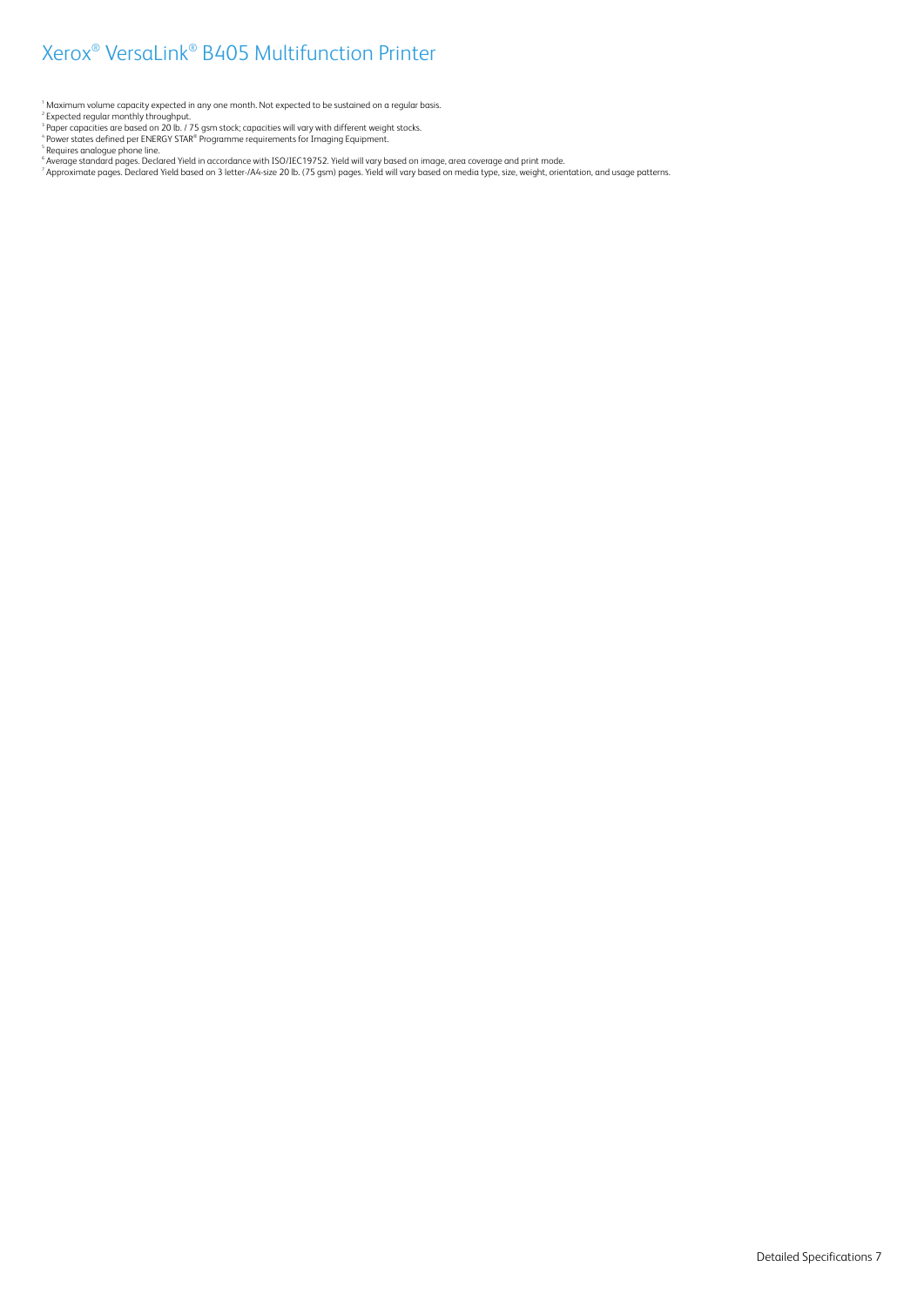[1] Maximum volume capacity expected in any one month. Not expected to be sustained on a regular basis.
[2] Expected regular monthly throughput.
[3] Paper capacities are based on 20 lb. / 75 gsm stock; capacities will vary with different weight stocks.
[4] Power states defined per ENERGY STAR® Programme requirements for Imaging Equipment.
[5] Requires analogue phone line.
[6] Average standard pages. Declared Yield in accordance with ISO/IEC19752. Yield will vary based on image, area coverage and print mode.
[7] Approximate pages. Declared Yield based on 3 letter-/A4-size 20 lb. (75 gsm) pages. Yield will vary based on media type, size, weight, orientation, and usage patterns.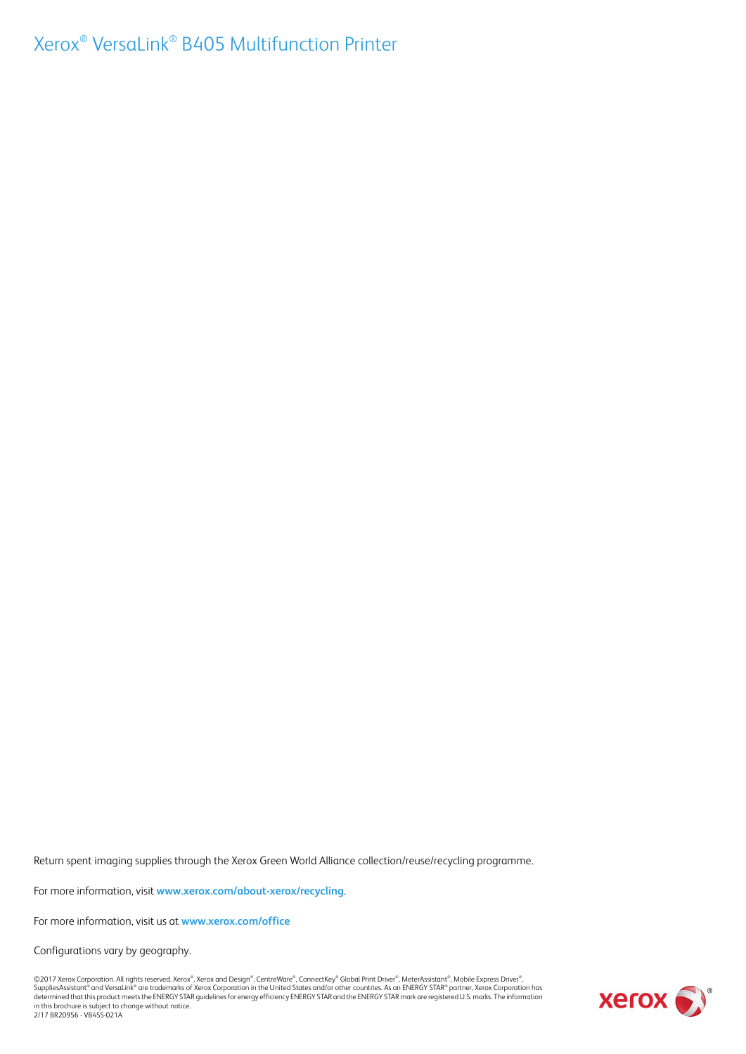# Xerox® VersaLink® B405 Multifunction Printer

Return spent imaging supplies through the Xerox Green World Alliance collection/reuse/recycling programme.

For more information, visit **www.xerox.com/about-xerox/recycling**.

For more information, visit us at **www.xerox.com/office**

Configurations vary by geography.

©2017 Xerox Corporation. All rights reserved. Xerox®, Xerox and Design®, CentreWare®, ConnectKey® Global Print Driver®, MeterAssistant®, Mobile Express Driver®, SuppliesAssistant® and VersaLink® are trademarks of Xerox Corporation in the United States and/or other countries. As an ENERGY STAR® partner, Xerox Corporation has determined that this product meets the ENERGY STAR guidelines for energy efficiency ENERGY STAR and the ENERGY STAR mark are registered U.S. marks. The information in this brochure is subject to change without notice.
2/17 BR20956 - VB4SS-021A